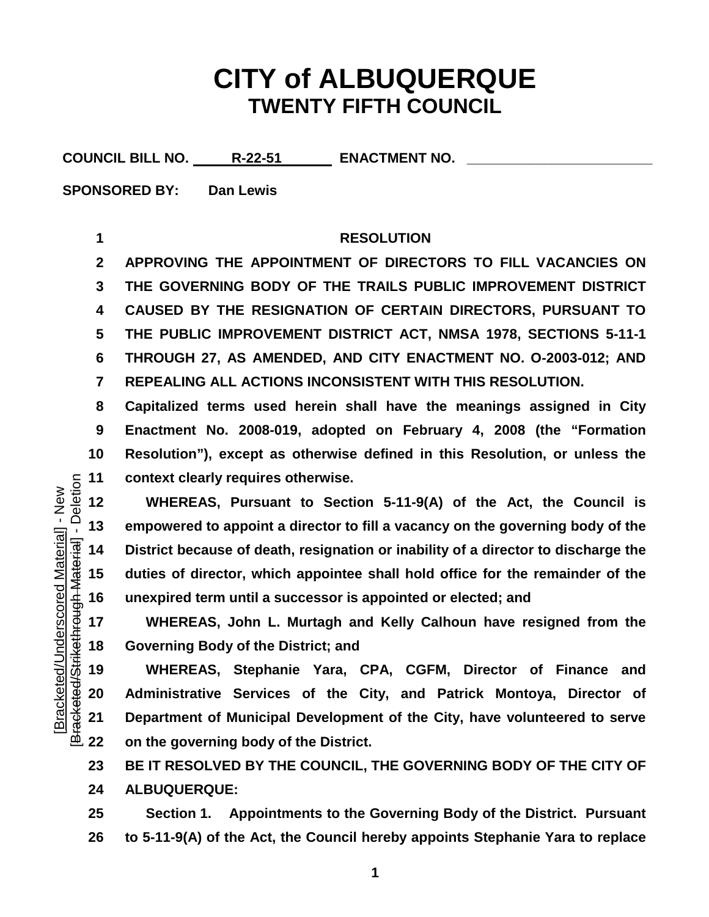# CITY of ALBUQUERQUE
## TWENTY FIFTH COUNCIL

**COUNCIL BILL NO. R-22-51 ENACTMENT NO. ____________**

**SPONSORED BY: Dan Lewis**

**RESOLUTION**

**APPROVING THE APPOINTMENT OF DIRECTORS TO FILL VACANCIES ON THE GOVERNING BODY OF THE TRAILS PUBLIC IMPROVEMENT DISTRICT CAUSED BY THE RESIGNATION OF CERTAIN DIRECTORS, PURSUANT TO THE PUBLIC IMPROVEMENT DISTRICT ACT, NMSA 1978, SECTIONS 5-11-1 THROUGH 27, AS AMENDED, AND CITY ENACTMENT NO. O-2003-012; AND REPEALING ALL ACTIONS INCONSISTENT WITH THIS RESOLUTION.**

**Capitalized terms used herein shall have the meanings assigned in City Enactment No. 2008-019, adopted on February 4, 2008 (the "Formation Resolution"), except as otherwise defined in this Resolution, or unless the context clearly requires otherwise.**

**WHEREAS, Pursuant to Section 5-11-9(A) of the Act, the Council is empowered to appoint a director to fill a vacancy on the governing body of the District because of death, resignation or inability of a director to discharge the duties of director, which appointee shall hold office for the remainder of the unexpired term until a successor is appointed or elected; and**

**WHEREAS, John L. Murtagh and Kelly Calhoun have resigned from the Governing Body of the District; and**

**WHEREAS, Stephanie Yara, CPA, CGFM, Director of Finance and Administrative Services of the City, and Patrick Montoya, Director of Department of Municipal Development of the City, have volunteered to serve on the governing body of the District.**

**BE IT RESOLVED BY THE COUNCIL, THE GOVERNING BODY OF THE CITY OF ALBUQUERQUE:**

**Section 1. Appointments to the Governing Body of the District. Pursuant to 5-11-9(A) of the Act, the Council hereby appoints Stephanie Yara to replace**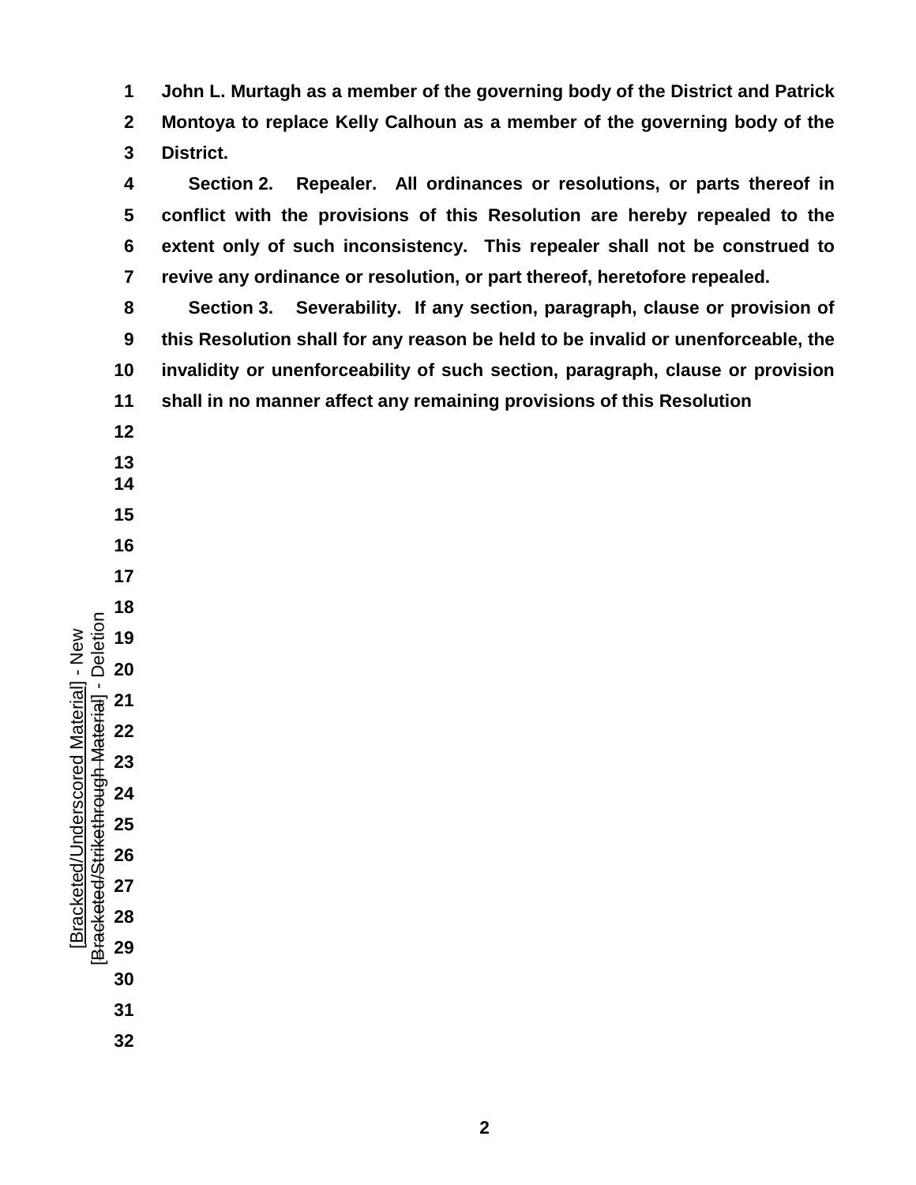**John L. Murtagh as a member of the governing body of the District and Patrick Montoya to replace Kelly Calhoun as a member of the governing body of the District.**

**Section 2. Repealer. All ordinances or resolutions, or parts thereof in conflict with the provisions of this Resolution are hereby repealed to the extent only of such inconsistency. This repealer shall not be construed to revive any ordinance or resolution, or part thereof, heretofore repealed.**

**Section 3. Severability. If any section, paragraph, clause or provision of this Resolution shall for any reason be held to be invalid or unenforceable, the invalidity or unenforceability of such section, paragraph, clause or provision shall in no manner affect any remaining provisions of this Resolution**

[Bracketed/Underscored Material] - New
[Bracketed/Strikethrough Material] - Deletion